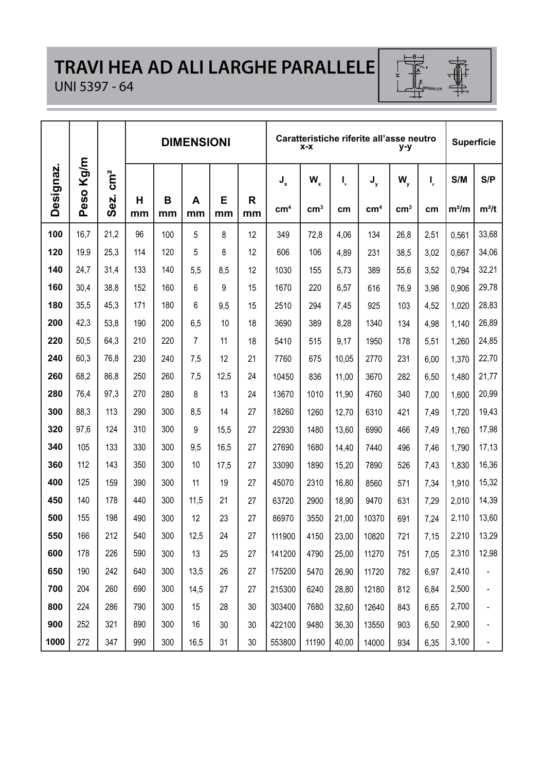# TRAVI HEA AD ALI LARGHE PARALLELE

UNI 5397 - 64

| Designaz. | Peso Kg/m | Sez. cm² | DIMENSIONI | | | | | Caratteristiche riferite all'asse neutro x-x | | | y-y | | | Superficie | |
|---|---|---|---|---|---|---|---|---|---|---|---|---|---|---|---|
| | | | H mm | B mm | A mm | E mm | R mm | $J_x$ cm⁴ | $W_x$ cm³ | $I_x$ cm | $J_y$ cm⁴ | $W_y$ cm³ | $I_y$ cm | S/M m²/m | S/P m²/t |
| **100** | 16,7 | 21,2 | 96 | 100 | 5 | 8 | 12 | 349 | 72,8 | 4,06 | 134 | 26,8 | 2,51 | 0,561 | 33,68 |
| **120** | 19,9 | 25,3 | 114 | 120 | 5 | 8 | 12 | 606 | 106 | 4,89 | 231 | 38,5 | 3,02 | 0,667 | 34,06 |
| **140** | 24,7 | 31,4 | 133 | 140 | 5,5 | 8,5 | 12 | 1030 | 155 | 5,73 | 389 | 55,6 | 3,52 | 0,794 | 32,21 |
| **160** | 30,4 | 38,8 | 152 | 160 | 6 | 9 | 15 | 1670 | 220 | 6,57 | 616 | 76,9 | 3,98 | 0,906 | 29,78 |
| **180** | 35,5 | 45,3 | 171 | 180 | 6 | 9,5 | 15 | 2510 | 294 | 7,45 | 925 | 103 | 4,52 | 1,020 | 28,83 |
| **200** | 42,3 | 53,8 | 190 | 200 | 6,5 | 10 | 18 | 3690 | 389 | 8,28 | 1340 | 134 | 4,98 | 1,140 | 26,89 |
| **220** | 50,5 | 64,3 | 210 | 220 | 7 | 11 | 18 | 5410 | 515 | 9,17 | 1950 | 178 | 5,51 | 1,260 | 24,85 |
| **240** | 60,3 | 76,8 | 230 | 240 | 7,5 | 12 | 21 | 7760 | 675 | 10,05 | 2770 | 231 | 6,00 | 1,370 | 22,70 |
| **260** | 68,2 | 86,8 | 250 | 260 | 7,5 | 12,5 | 24 | 10450 | 836 | 11,00 | 3670 | 282 | 6,50 | 1,480 | 21,77 |
| **280** | 76,4 | 97,3 | 270 | 280 | 8 | 13 | 24 | 13670 | 1010 | 11,90 | 4760 | 340 | 7,00 | 1,600 | 20,99 |
| **300** | 88,3 | 113 | 290 | 300 | 8,5 | 14 | 27 | 18260 | 1260 | 12,70 | 6310 | 421 | 7,49 | 1,720 | 19,43 |
| **320** | 97,6 | 124 | 310 | 300 | 9 | 15,5 | 27 | 22930 | 1480 | 13,60 | 6990 | 466 | 7,49 | 1,760 | 17,98 |
| **340** | 105 | 133 | 330 | 300 | 9,5 | 16,5 | 27 | 27690 | 1680 | 14,40 | 7440 | 496 | 7,46 | 1,790 | 17,13 |
| **360** | 112 | 143 | 350 | 300 | 10 | 17,5 | 27 | 33090 | 1890 | 15,20 | 7890 | 526 | 7,43 | 1,830 | 16,36 |
| **400** | 125 | 159 | 390 | 300 | 11 | 19 | 27 | 45070 | 2310 | 16,80 | 8560 | 571 | 7,34 | 1,910 | 15,32 |
| **450** | 140 | 178 | 440 | 300 | 11,5 | 21 | 27 | 63720 | 2900 | 18,90 | 9470 | 631 | 7,29 | 2,010 | 14,39 |
| **500** | 155 | 198 | 490 | 300 | 12 | 23 | 27 | 86970 | 3550 | 21,00 | 10370 | 691 | 7,24 | 2,110 | 13,60 |
| **550** | 166 | 212 | 540 | 300 | 12,5 | 24 | 27 | 111900 | 4150 | 23,00 | 10820 | 721 | 7,15 | 2,210 | 13,29 |
| **600** | 178 | 226 | 590 | 300 | 13 | 25 | 27 | 141200 | 4790 | 25,00 | 11270 | 751 | 7,05 | 2,310 | 12,98 |
| **650** | 190 | 242 | 640 | 300 | 13,5 | 26 | 27 | 175200 | 5470 | 26,90 | 11720 | 782 | 6,97 | 2,410 | - |
| **700** | 204 | 260 | 690 | 300 | 14,5 | 27 | 27 | 215300 | 6240 | 28,80 | 12180 | 812 | 6,84 | 2,500 | - |
| **800** | 224 | 286 | 790 | 300 | 15 | 28 | 30 | 303400 | 7680 | 32,60 | 12640 | 843 | 6,65 | 2,700 | - |
| **900** | 252 | 321 | 890 | 300 | 16 | 30 | 30 | 422100 | 9480 | 36,30 | 13550 | 903 | 6,50 | 2,900 | - |
| **1000** | 272 | 347 | 990 | 300 | 16,5 | 31 | 30 | 553800 | 11190 | 40,00 | 14000 | 934 | 6,35 | 3,100 | - |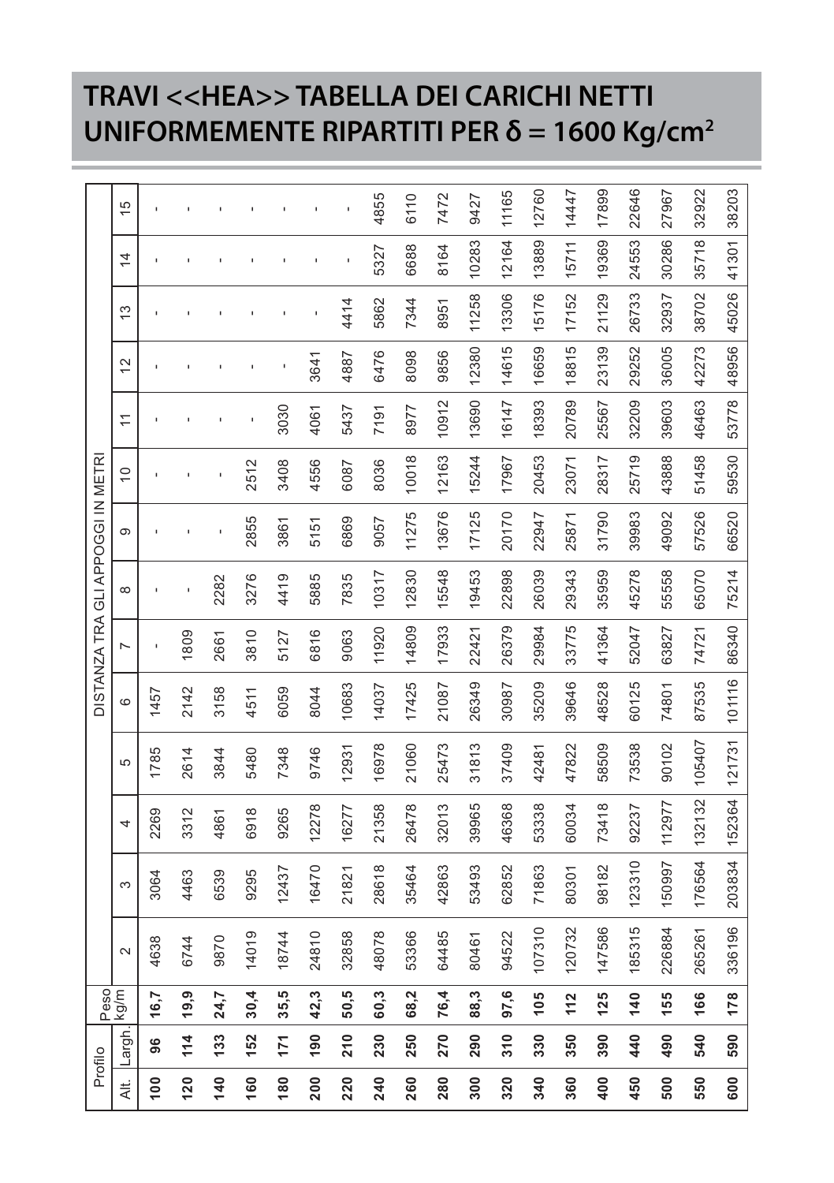# TRAVI <<HEA>> TABELLA DEI CARICHI NETTI UNIFORMEMENTE RIPARTITI PER δ = 1600 Kg/cm²

| Profilo | | Peso | DISTANZA TRA GLI APPOGGI IN METRI | | | | | | | | | | | | | |
|---|---|---|---|---|---|---|---|---|---|---|---|---|---|---|---|---|
| Alt. | Largh. | kg/m | 2 | 3 | 4 | 5 | 6 | 7 | 8 | 9 | 10 | 11 | 12 | 13 | 14 | 15 |
| **100** | **96** | **16,7** | 4638 | 3064 | 2269 | 1785 | 1457 | - | - | - | - | - | - | - | - | - |
| **120** | **114** | **19,9** | 6744 | 4463 | 3312 | 2614 | 2142 | 1809 | - | - | - | - | - | - | - | - |
| **140** | **133** | **24,7** | 9870 | 6539 | 4861 | 3844 | 3158 | 2661 | 2282 | - | - | - | - | - | - | - |
| **160** | **152** | **30,4** | 14019 | 9295 | 6918 | 5480 | 4511 | 3810 | 3276 | 2855 | 2512 | - | - | - | - | - |
| **180** | **171** | **35,5** | 18744 | 12437 | 9265 | 7348 | 6059 | 5127 | 4419 | 3861 | 3408 | 3030 | - | - | - | - |
| **200** | **190** | **42,3** | 24810 | 16470 | 12278 | 9746 | 8044 | 6816 | 5885 | 5151 | 4556 | 4061 | 3641 | - | - | - |
| **220** | **210** | **50,5** | 32858 | 21821 | 16277 | 12931 | 10683 | 9063 | 7835 | 6869 | 6087 | 5437 | 4887 | 4414 | - | - |
| **240** | **230** | **60,3** | 48078 | 28618 | 21358 | 16978 | 14037 | 11920 | 10317 | 9057 | 8036 | 7191 | 6476 | 5862 | 5327 | 4855 |
| **260** | **250** | **68,2** | 53366 | 35464 | 26478 | 21060 | 17425 | 14809 | 12830 | 11275 | 10018 | 8977 | 8098 | 7344 | 6688 | 6110 |
| **280** | **270** | **76,4** | 64485 | 42863 | 32013 | 25473 | 21087 | 17933 | 15548 | 13676 | 12163 | 10912 | 9856 | 8951 | 8164 | 7472 |
| **300** | **290** | **88,3** | 80461 | 53493 | 39965 | 31813 | 26349 | 22421 | 19453 | 17125 | 15244 | 13690 | 12380 | 11258 | 10283 | 9427 |
| **320** | **310** | **97,6** | 94522 | 62852 | 46368 | 37409 | 30987 | 26379 | 22898 | 20170 | 17967 | 16147 | 14615 | 13306 | 12164 | 11165 |
| **340** | **330** | **105** | 107310 | 71863 | 53338 | 42481 | 35209 | 29984 | 26039 | 22947 | 20453 | 18393 | 16659 | 15176 | 13889 | 12760 |
| **360** | **350** | **112** | 120732 | 80301 | 60034 | 47822 | 39646 | 33775 | 29343 | 25871 | 23071 | 20789 | 18815 | 17152 | 15711 | 14447 |
| **400** | **390** | **125** | 147586 | 98182 | 73418 | 58509 | 48528 | 41364 | 35959 | 31790 | 28317 | 25567 | 23139 | 21129 | 19369 | 17899 |
| **450** | **440** | **140** | 185315 | 123310 | 92237 | 73538 | 60125 | 52047 | 45278 | 39983 | 25719 | 32209 | 29252 | 26733 | 24553 | 22646 |
| **500** | **490** | **155** | 226884 | 150997 | 112977 | 90102 | 74801 | 63827 | 55558 | 49092 | 43888 | 39603 | 36005 | 32937 | 30286 | 27967 |
| **550** | **540** | **166** | 265261 | 176564 | 132132 | 105407 | 87535 | 74721 | 65070 | 57526 | 51458 | 46463 | 42273 | 38702 | 35718 | 32922 |
| **600** | **590** | **178** | 336196 | 203834 | 152364 | 121731 | 101116 | 86340 | 75214 | 66520 | 59530 | 53778 | 48956 | 45026 | 41301 | 38203 |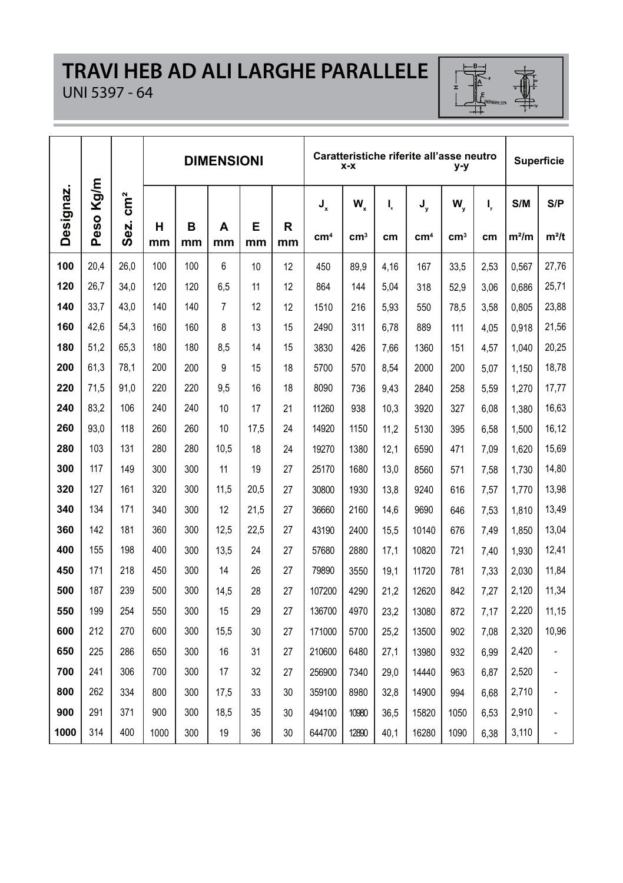# TRAVI HEB AD ALI LARGHE PARALLELE

UNI 5397 - 64

| Designaz. | Peso Kg/m | Sez. cm² | DIMENSIONI | | | | | Caratteristiche riferite all'asse neutro x-x | | | y-y | | | Superficie | |
|---|---|---|---|---|---|---|---|---|---|---|---|---|---|---|---|
| | | | H mm | B mm | A mm | E mm | R mm | $J_x$ cm⁴ | $W_x$ cm³ | $I_x$ cm | $J_y$ cm⁴ | $W_y$ cm³ | $I_y$ cm | S/M m²/m | S/P m²/t |
| **100** | 20,4 | 26,0 | 100 | 100 | 6 | 10 | 12 | 450 | 89,9 | 4,16 | 167 | 33,5 | 2,53 | 0,567 | 27,76 |
| **120** | 26,7 | 34,0 | 120 | 120 | 6,5 | 11 | 12 | 864 | 144 | 5,04 | 318 | 52,9 | 3,06 | 0,686 | 25,71 |
| **140** | 33,7 | 43,0 | 140 | 140 | 7 | 12 | 12 | 1510 | 216 | 5,93 | 550 | 78,5 | 3,58 | 0,805 | 23,88 |
| **160** | 42,6 | 54,3 | 160 | 160 | 8 | 13 | 15 | 2490 | 311 | 6,78 | 889 | 111 | 4,05 | 0,918 | 21,56 |
| **180** | 51,2 | 65,3 | 180 | 180 | 8,5 | 14 | 15 | 3830 | 426 | 7,66 | 1360 | 151 | 4,57 | 1,040 | 20,25 |
| **200** | 61,3 | 78,1 | 200 | 200 | 9 | 15 | 18 | 5700 | 570 | 8,54 | 2000 | 200 | 5,07 | 1,150 | 18,78 |
| **220** | 71,5 | 91,0 | 220 | 220 | 9,5 | 16 | 18 | 8090 | 736 | 9,43 | 2840 | 258 | 5,59 | 1,270 | 17,77 |
| **240** | 83,2 | 106 | 240 | 240 | 10 | 17 | 21 | 11260 | 938 | 10,3 | 3920 | 327 | 6,08 | 1,380 | 16,63 |
| **260** | 93,0 | 118 | 260 | 260 | 10 | 17,5 | 24 | 14920 | 1150 | 11,2 | 5130 | 395 | 6,58 | 1,500 | 16,12 |
| **280** | 103 | 131 | 280 | 280 | 10,5 | 18 | 24 | 19270 | 1380 | 12,1 | 6590 | 471 | 7,09 | 1,620 | 15,69 |
| **300** | 117 | 149 | 300 | 300 | 11 | 19 | 27 | 25170 | 1680 | 13,0 | 8560 | 571 | 7,58 | 1,730 | 14,80 |
| **320** | 127 | 161 | 320 | 300 | 11,5 | 20,5 | 27 | 30800 | 1930 | 13,8 | 9240 | 616 | 7,57 | 1,770 | 13,98 |
| **340** | 134 | 171 | 340 | 300 | 12 | 21,5 | 27 | 36660 | 2160 | 14,6 | 9690 | 646 | 7,53 | 1,810 | 13,49 |
| **360** | 142 | 181 | 360 | 300 | 12,5 | 22,5 | 27 | 43190 | 2400 | 15,5 | 10140 | 676 | 7,49 | 1,850 | 13,04 |
| **400** | 155 | 198 | 400 | 300 | 13,5 | 24 | 27 | 57680 | 2880 | 17,1 | 10820 | 721 | 7,40 | 1,930 | 12,41 |
| **450** | 171 | 218 | 450 | 300 | 14 | 26 | 27 | 79890 | 3550 | 19,1 | 11720 | 781 | 7,33 | 2,030 | 11,84 |
| **500** | 187 | 239 | 500 | 300 | 14,5 | 28 | 27 | 107200 | 4290 | 21,2 | 12620 | 842 | 7,27 | 2,120 | 11,34 |
| **550** | 199 | 254 | 550 | 300 | 15 | 29 | 27 | 136700 | 4970 | 23,2 | 13080 | 872 | 7,17 | 2,220 | 11,15 |
| **600** | 212 | 270 | 600 | 300 | 15,5 | 30 | 27 | 171000 | 5700 | 25,2 | 13500 | 902 | 7,08 | 2,320 | 10,96 |
| **650** | 225 | 286 | 650 | 300 | 16 | 31 | 27 | 210600 | 6480 | 27,1 | 13980 | 932 | 6,99 | 2,420 | - |
| **700** | 241 | 306 | 700 | 300 | 17 | 32 | 27 | 256900 | 7340 | 29,0 | 14440 | 963 | 6,87 | 2,520 | - |
| **800** | 262 | 334 | 800 | 300 | 17,5 | 33 | 30 | 359100 | 8980 | 32,8 | 14900 | 994 | 6,68 | 2,710 | - |
| **900** | 291 | 371 | 900 | 300 | 18,5 | 35 | 30 | 494100 | 10980 | 36,5 | 15820 | 1050 | 6,53 | 2,910 | - |
| **1000** | 314 | 400 | 1000 | 300 | 19 | 36 | 30 | 644700 | 12890 | 40,1 | 16280 | 1090 | 6,38 | 3,110 | - |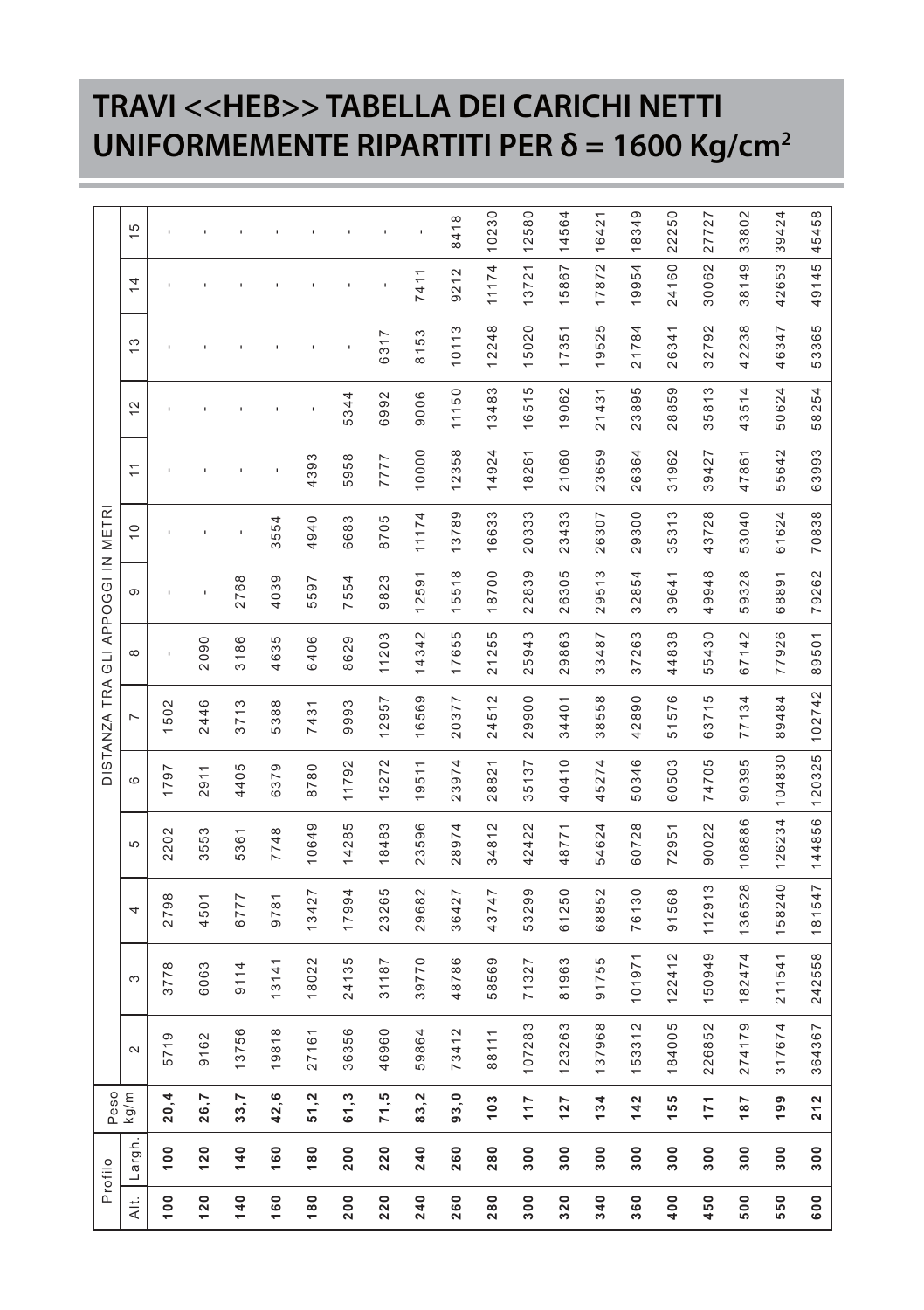# TRAVI <<HEB>> TABELLA DEI CARICHI NETTI UNIFORMEMENTE RIPARTITI PER δ = 1600 Kg/cm²

| Profilo | | Peso kg/m | DISTANZA TRA GLI APPOGGI IN METRI | | | | | | | | | | | | | |
|---|---|---|---|---|---|---|---|---|---|---|---|---|---|---|---|---|
| Alt. | Largh. | | 2 | 3 | 4 | 5 | 6 | 7 | 8 | 9 | 10 | 11 | 12 | 13 | 14 | 15 |
| **100** | **100** | **20,4** | 5719 | 3778 | 2798 | 2202 | 1797 | 1502 | - | - | - | - | - | - | - | - |
| **120** | **120** | **26,7** | 9162 | 6063 | 4501 | 3553 | 2911 | 2446 | 2090 | - | - | - | - | - | - | - |
| **140** | **140** | **33,7** | 13756 | 9114 | 6777 | 5361 | 4405 | 3713 | 3186 | 2768 | - | - | - | - | - | - |
| **160** | **160** | **42,6** | 19818 | 13141 | 9781 | 7748 | 6379 | 5388 | 4635 | 4039 | 3554 | - | - | - | - | - |
| **180** | **180** | **51,2** | 27161 | 18022 | 13427 | 10649 | 8780 | 7431 | 6406 | 5597 | 4940 | 4393 | - | - | - | - |
| **200** | **200** | **61,3** | 36356 | 24135 | 17994 | 14285 | 11792 | 9993 | 8629 | 7554 | 6683 | 5958 | 5344 | - | - | - |
| **220** | **220** | **71,5** | 46960 | 31187 | 23265 | 18483 | 15272 | 12957 | 11203 | 9823 | 8705 | 7777 | 6992 | 6317 | - | - |
| **240** | **240** | **83,2** | 59864 | 39770 | 29682 | 23596 | 19511 | 16569 | 14342 | 12591 | 11174 | 10000 | 9006 | 8153 | 7411 | - |
| **260** | **260** | **93,0** | 73412 | 48786 | 36427 | 28974 | 23974 | 20377 | 17655 | 15518 | 13789 | 12358 | 11150 | 10113 | 9212 | 8418 |
| **280** | **280** | **103** | 88111 | 58569 | 43747 | 34812 | 28821 | 24512 | 21255 | 18700 | 16633 | 14924 | 13483 | 12248 | 11174 | 10230 |
| **300** | **300** | **117** | 107283 | 71327 | 53299 | 42422 | 35137 | 29900 | 25943 | 22839 | 20333 | 18261 | 16515 | 15020 | 13721 | 12580 |
| **320** | **300** | **127** | 123263 | 81963 | 61250 | 48771 | 40410 | 34401 | 29863 | 26305 | 23433 | 21060 | 19062 | 17351 | 15867 | 14564 |
| **340** | **300** | **134** | 137968 | 91755 | 68852 | 54624 | 45274 | 38558 | 33487 | 29513 | 26307 | 23659 | 21431 | 19525 | 17872 | 16421 |
| **360** | **300** | **142** | 153312 | 101971 | 76130 | 60728 | 50346 | 42890 | 37263 | 32854 | 29300 | 26364 | 23895 | 21784 | 19954 | 18349 |
| **400** | **300** | **155** | 184005 | 122412 | 91568 | 72951 | 60503 | 51576 | 44838 | 39641 | 35313 | 31962 | 28859 | 26341 | 24160 | 22250 |
| **450** | **300** | **171** | 226852 | 150949 | 112913 | 90022 | 74705 | 63715 | 55430 | 49948 | 43728 | 39427 | 35813 | 32792 | 30062 | 27727 |
| **500** | **300** | **187** | 274179 | 182474 | 136528 | 108886 | 90395 | 77134 | 67142 | 59328 | 53040 | 47861 | 43514 | 42238 | 38149 | 33802 |
| **550** | **300** | **199** | 317674 | 211541 | 158240 | 126234 | 104830 | 89484 | 77926 | 68891 | 61624 | 55642 | 50624 | 46347 | 42653 | 39424 |
| **600** | **300** | **212** | 364367 | 242558 | 181547 | 144856 | 120325 | 102742 | 89501 | 79262 | 70838 | 63993 | 58254 | 53365 | 49145 | 45458 |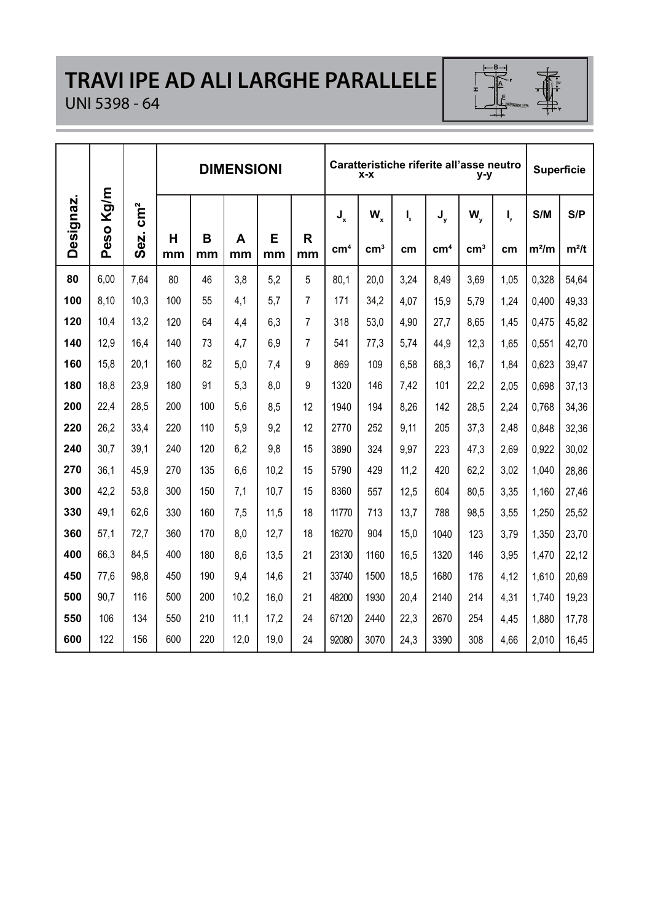# TRAVI IPE AD ALI LARGHE PARALLELE

UNI 5398 - 64

| Designaz. | Peso Kg/m | Sez. $cm^2$ | DIMENSIONI | | | | | Caratteristiche riferite all'asse neutro x-x | | | y-y | | | Superficie | |
|---|---|---|---|---|---|---|---|---|---|---|---|---|---|---|---|
| | | | H mm | B mm | A mm | E mm | R mm | $J_x$ $cm^4$ | $W_x$ $cm^3$ | $I_x$ cm | $J_y$ $cm^4$ | $W_y$ $cm^3$ | $I_y$ cm | S/M $m^2/m$ | S/P $m^2/t$ |
| **80** | 6,00 | 7,64 | 80 | 46 | 3,8 | 5,2 | 5 | 80,1 | 20,0 | 3,24 | 8,49 | 3,69 | 1,05 | 0,328 | 54,64 |
| **100** | 8,10 | 10,3 | 100 | 55 | 4,1 | 5,7 | 7 | 171 | 34,2 | 4,07 | 15,9 | 5,79 | 1,24 | 0,400 | 49,33 |
| **120** | 10,4 | 13,2 | 120 | 64 | 4,4 | 6,3 | 7 | 318 | 53,0 | 4,90 | 27,7 | 8,65 | 1,45 | 0,475 | 45,82 |
| **140** | 12,9 | 16,4 | 140 | 73 | 4,7 | 6,9 | 7 | 541 | 77,3 | 5,74 | 44,9 | 12,3 | 1,65 | 0,551 | 42,70 |
| **160** | 15,8 | 20,1 | 160 | 82 | 5,0 | 7,4 | 9 | 869 | 109 | 6,58 | 68,3 | 16,7 | 1,84 | 0,623 | 39,47 |
| **180** | 18,8 | 23,9 | 180 | 91 | 5,3 | 8,0 | 9 | 1320 | 146 | 7,42 | 101 | 22,2 | 2,05 | 0,698 | 37,13 |
| **200** | 22,4 | 28,5 | 200 | 100 | 5,6 | 8,5 | 12 | 1940 | 194 | 8,26 | 142 | 28,5 | 2,24 | 0,768 | 34,36 |
| **220** | 26,2 | 33,4 | 220 | 110 | 5,9 | 9,2 | 12 | 2770 | 252 | 9,11 | 205 | 37,3 | 2,48 | 0,848 | 32,36 |
| **240** | 30,7 | 39,1 | 240 | 120 | 6,2 | 9,8 | 15 | 3890 | 324 | 9,97 | 223 | 47,3 | 2,69 | 0,922 | 30,02 |
| **270** | 36,1 | 45,9 | 270 | 135 | 6,6 | 10,2 | 15 | 5790 | 429 | 11,2 | 420 | 62,2 | 3,02 | 1,040 | 28,86 |
| **300** | 42,2 | 53,8 | 300 | 150 | 7,1 | 10,7 | 15 | 8360 | 557 | 12,5 | 604 | 80,5 | 3,35 | 1,160 | 27,46 |
| **330** | 49,1 | 62,6 | 330 | 160 | 7,5 | 11,5 | 18 | 11770 | 713 | 13,7 | 788 | 98,5 | 3,55 | 1,250 | 25,52 |
| **360** | 57,1 | 72,7 | 360 | 170 | 8,0 | 12,7 | 18 | 16270 | 904 | 15,0 | 1040 | 123 | 3,79 | 1,350 | 23,70 |
| **400** | 66,3 | 84,5 | 400 | 180 | 8,6 | 13,5 | 21 | 23130 | 1160 | 16,5 | 1320 | 146 | 3,95 | 1,470 | 22,12 |
| **450** | 77,6 | 98,8 | 450 | 190 | 9,4 | 14,6 | 21 | 33740 | 1500 | 18,5 | 1680 | 176 | 4,12 | 1,610 | 20,69 |
| **500** | 90,7 | 116 | 500 | 200 | 10,2 | 16,0 | 21 | 48200 | 1930 | 20,4 | 2140 | 214 | 4,31 | 1,740 | 19,23 |
| **550** | 106 | 134 | 550 | 210 | 11,1 | 17,2 | 24 | 67120 | 2440 | 22,3 | 2670 | 254 | 4,45 | 1,880 | 17,78 |
| **600** | 122 | 156 | 600 | 220 | 12,0 | 19,0 | 24 | 92080 | 3070 | 24,3 | 3390 | 308 | 4,66 | 2,010 | 16,45 |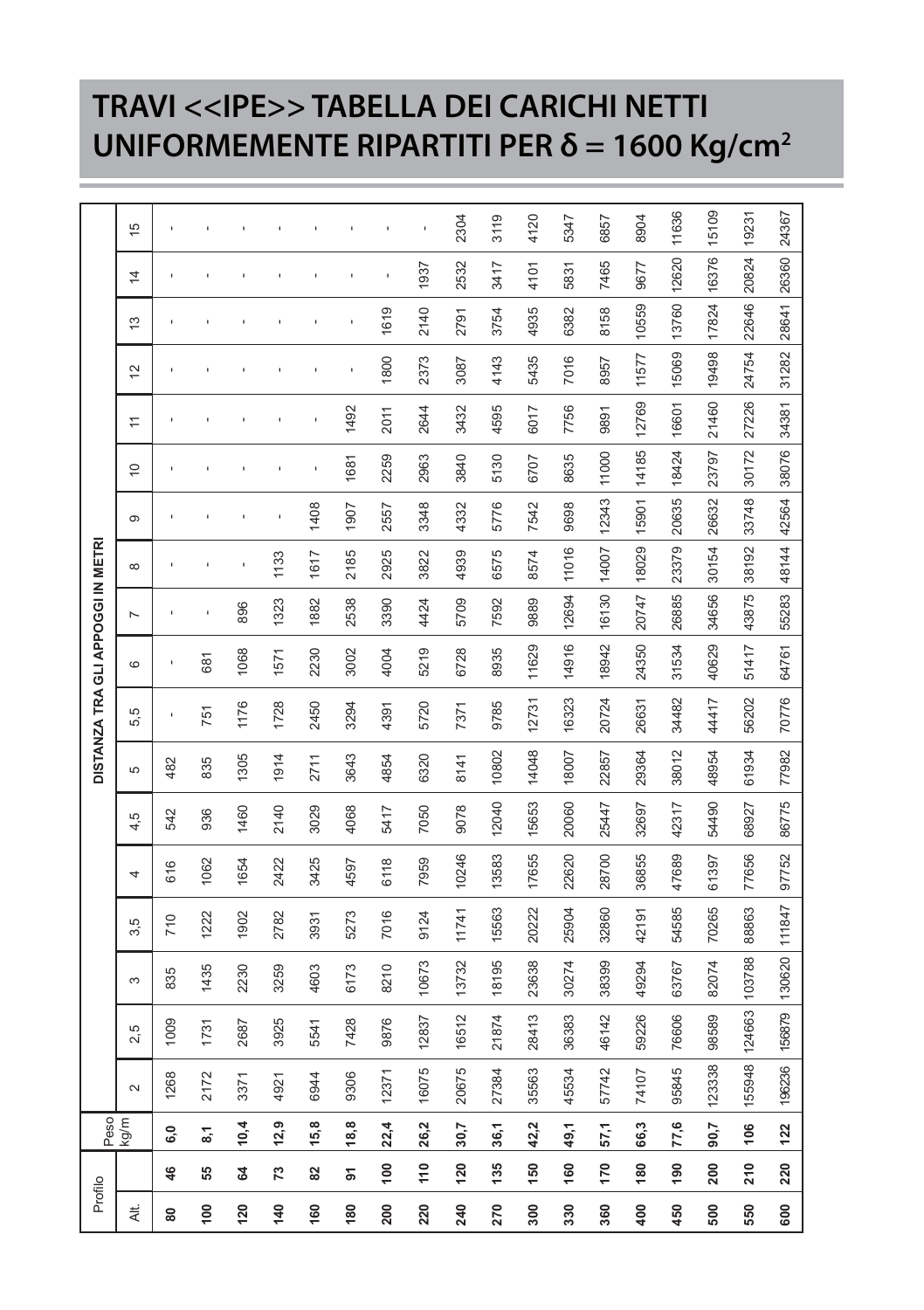# TRAVI <<IPE>> TABELLA DEI CARICHI NETTI UNIFORMEMENTE RIPARTITI PER δ = 1600 Kg/cm²

| Profilo | | Peso kg/m | DISTANZA TRA GLI APPOGGI IN METRI | | | | | | | | | | | | | | | | |
|---|---|---|---|---|---|---|---|---|---|---|---|---|---|---|---|---|---|---|---|
| Alt. | | | 2 | 2,5 | 3 | 3,5 | 4 | 4,5 | 5 | 5,5 | 6 | 7 | 8 | 9 | 10 | 11 | 12 | 13 | 14 | 15 |
| **80** | **46** | **6,0** | 1268 | 1009 | 835 | 710 | 616 | 542 | 482 | - | - | - | - | - | - | - | - | - | - | - |
| **100** | **55** | **8,1** | 2172 | 1731 | 1435 | 1222 | 1062 | 936 | 835 | 751 | 681 | - | - | - | - | - | - | - | - | - |
| **120** | **64** | **10,4** | 3371 | 2687 | 2230 | 1902 | 1654 | 1460 | 1305 | 1176 | 1068 | 896 | - | - | - | - | - | - | - | - |
| **140** | **73** | **12,9** | 4921 | 3925 | 3259 | 2782 | 2422 | 2140 | 1914 | 1728 | 1571 | 1323 | 1133 | - | - | - | - | - | - | - |
| **160** | **82** | **15,8** | 6944 | 5541 | 4603 | 3931 | 3425 | 3029 | 2711 | 2450 | 2230 | 1882 | 1617 | 1408 | - | - | - | - | - | - |
| **180** | **91** | **18,8** | 9306 | 7428 | 6173 | 5273 | 4597 | 4068 | 3643 | 3294 | 3002 | 2538 | 2185 | 1907 | 1681 | 1492 | - | - | - | - |
| **200** | **100** | **22,4** | 12371 | 9876 | 8210 | 7016 | 6118 | 5417 | 4854 | 4391 | 4004 | 3390 | 2925 | 2557 | 2259 | 2011 | 1800 | 1619 | - | - |
| **220** | **110** | **26,2** | 16075 | 12837 | 10673 | 9124 | 7959 | 7050 | 6320 | 5720 | 5219 | 4424 | 3822 | 3348 | 2963 | 2644 | 2373 | 2140 | 1937 | - |
| **240** | **120** | **30,7** | 20675 | 16512 | 13732 | 11741 | 10246 | 9078 | 8141 | 7371 | 6728 | 5709 | 4939 | 4332 | 3840 | 3432 | 3087 | 2791 | 2532 | 2304 |
| **270** | **135** | **36,1** | 27384 | 21874 | 18195 | 15563 | 13583 | 12040 | 10802 | 9785 | 8935 | 7592 | 6575 | 5776 | 5130 | 4595 | 4143 | 3754 | 3417 | 3119 |
| **300** | **150** | **42,2** | 35563 | 28413 | 23638 | 20222 | 17655 | 15653 | 14048 | 12731 | 11629 | 9889 | 8574 | 7542 | 6707 | 6017 | 5435 | 4935 | 4101 | 4120 |
| **330** | **160** | **49,1** | 45534 | 36383 | 30274 | 25904 | 22620 | 20060 | 18007 | 16323 | 14916 | 12694 | 11016 | 9698 | 8635 | 7756 | 7016 | 6382 | 5831 | 5347 |
| **360** | **170** | **57,1** | 57742 | 46142 | 38399 | 32860 | 28700 | 25447 | 22857 | 20724 | 18942 | 16130 | 14007 | 12343 | 11000 | 9891 | 8957 | 8158 | 7465 | 6857 |
| **400** | **180** | **66,3** | 74107 | 59226 | 49294 | 42191 | 36855 | 32697 | 29364 | 26631 | 24350 | 20747 | 18029 | 15901 | 14185 | 12769 | 11577 | 10559 | 9677 | 8904 |
| **450** | **190** | **77,6** | 95845 | 76606 | 63767 | 54585 | 47689 | 42317 | 38012 | 34482 | 31534 | 26885 | 23379 | 20635 | 18424 | 16601 | 15069 | 13760 | 12620 | 11636 |
| **500** | **200** | **90,7** | 123338 | 98589 | 82074 | 70265 | 61397 | 54490 | 48954 | 44417 | 40629 | 34656 | 30154 | 26632 | 23797 | 21460 | 19498 | 17824 | 16376 | 15109 |
| **550** | **210** | **106** | 155948 | 124663 | 103788 | 88863 | 77656 | 68927 | 61934 | 56202 | 51417 | 43875 | 38192 | 33748 | 30172 | 27226 | 24754 | 22646 | 20824 | 19231 |
| **600** | **220** | **122** | 196236 | 156879 | 130620 | 111847 | 97752 | 86775 | 77982 | 70776 | 64761 | 55283 | 48144 | 42564 | 38076 | 34381 | 31282 | 28641 | 26360 | 24367 |